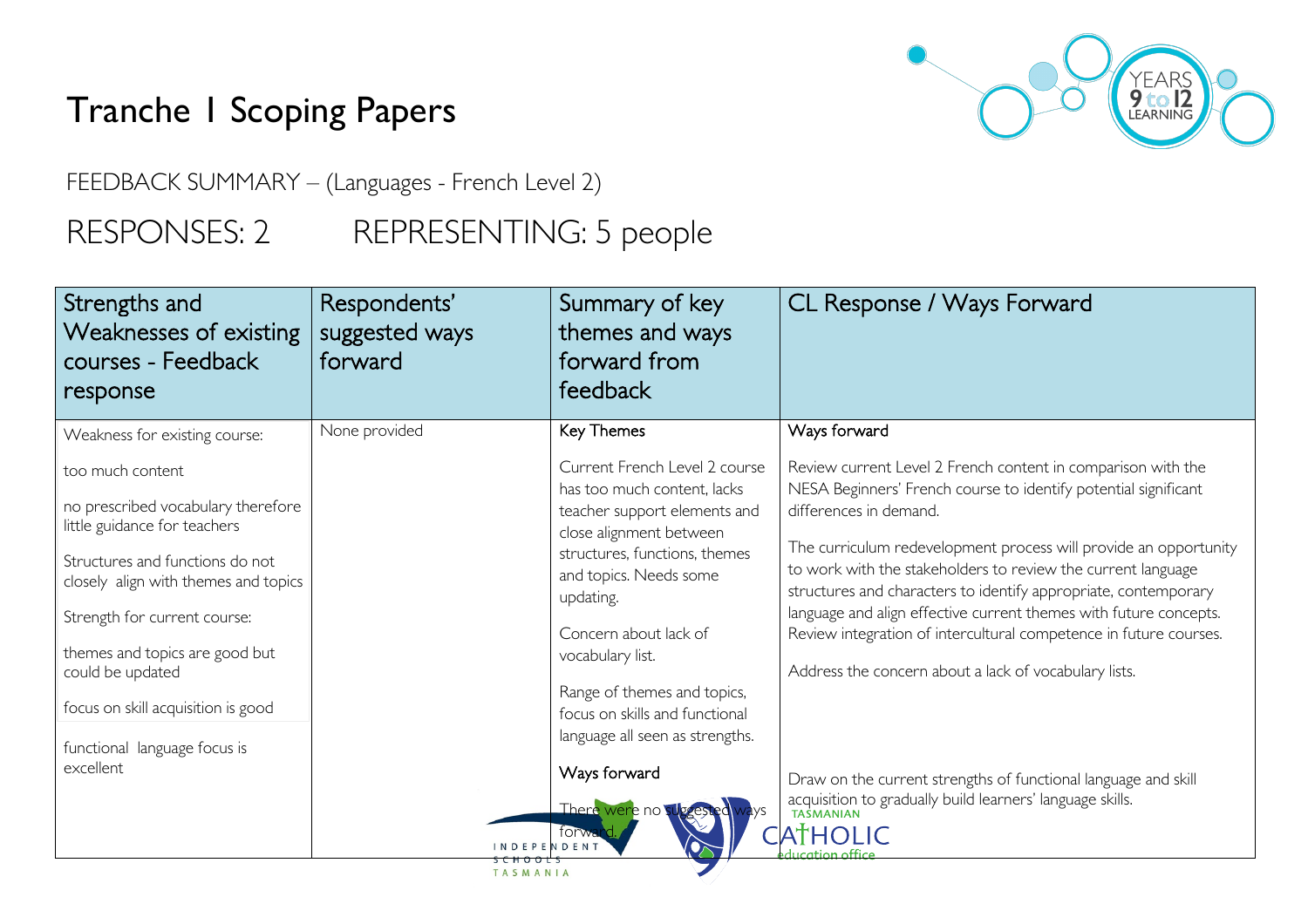# Tranche 1 Scoping Papers

FEEDBACK SUMMARY – (Languages - French Level 2)

## RESPONSES: 2 REPRESENTING: 5 people

| Strengths and Weaknesses of existing courses - Feedback response | Respondents' suggested ways forward | Summary of key themes and ways forward from feedback | CL Response / Ways Forward |
|---|---|---|---|
| Weakness for existing course:<br><br>too much content<br><br>no prescribed vocabulary therefore little guidance for teachers<br><br>Structures and functions do not closely align with themes and topics<br><br>Strength for current course:<br><br>themes and topics are good but could be updated<br><br>focus on skill acquisition is good<br><br>functional language focus is excellent | None provided | Key Themes<br><br>Current French Level 2 course has too much content, lacks teacher support elements and close alignment between structures, functions, themes and topics. Needs some updating.<br><br>Concern about lack of vocabulary list.<br><br>Range of themes and topics, focus on skills and functional language all seen as strengths.<br><br>Ways forward<br><br>There were no suggested ways forward. | Ways forward<br><br>Review current Level 2 French content in comparison with the NESA Beginners' French course to identify potential significant differences in demand.<br><br>The curriculum redevelopment process will provide an opportunity to work with the stakeholders to review the current language structures and characters to identify appropriate, contemporary language and align effective current themes with future concepts. Review integration of intercultural competence in future courses.<br><br>Address the concern about a lack of vocabulary lists.<br><br>Draw on the current strengths of functional language and skill acquisition to gradually build learners' language skills. |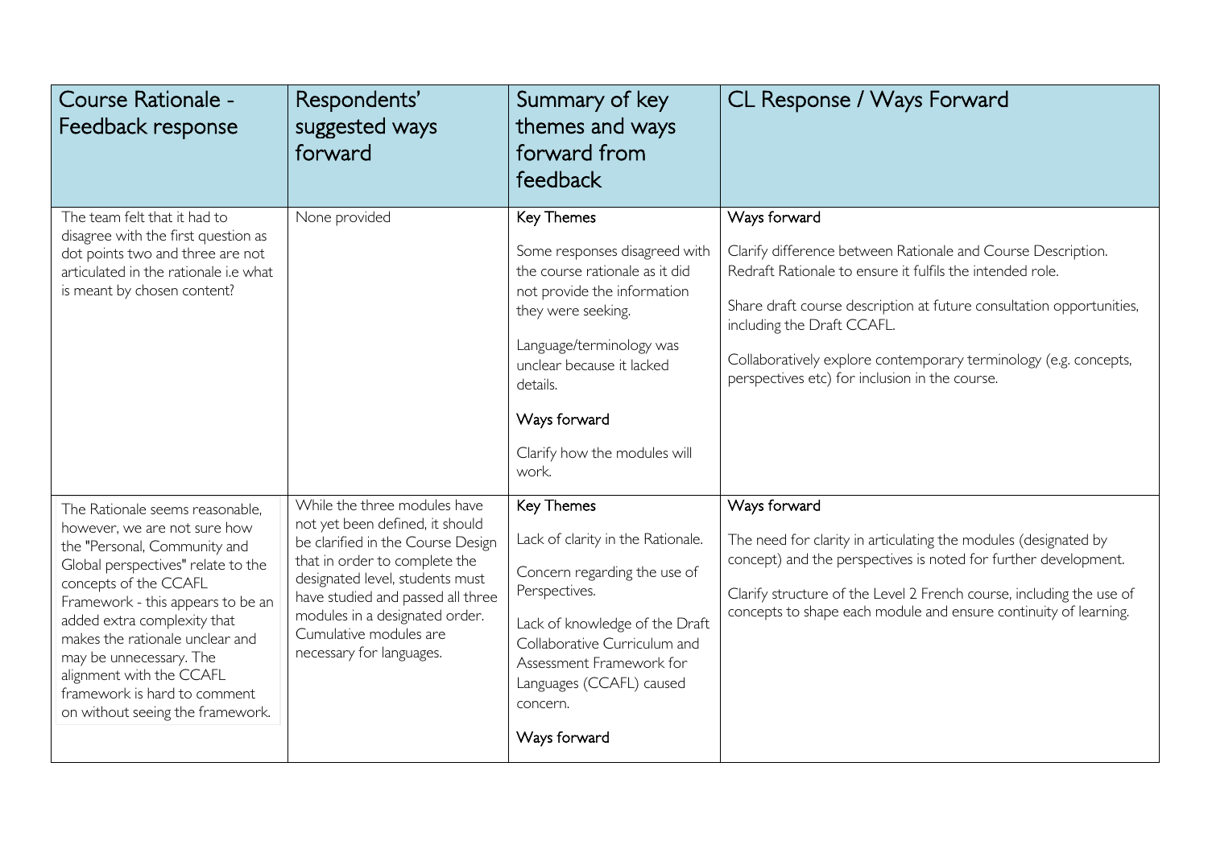| Course Rationale - Feedback response | Respondents' suggested ways forward | Summary of key themes and ways forward from feedback | CL Response / Ways Forward |
|---|---|---|---|
| The team felt that it had to disagree with the first question as dot points two and three are not articulated in the rationale i.e what is meant by chosen content? | None provided | Key Themes<br><br>Some responses disagreed with the course rationale as it did not provide the information they were seeking.<br><br>Language/terminology was unclear because it lacked details.<br><br>Ways forward<br><br>Clarify how the modules will work. | Ways forward<br><br>Clarify difference between Rationale and Course Description. Redraft Rationale to ensure it fulfils the intended role.<br><br>Share draft course description at future consultation opportunities, including the Draft CCAFL.<br><br>Collaboratively explore contemporary terminology (e.g. concepts, perspectives etc) for inclusion in the course. |
| The Rationale seems reasonable, however, we are not sure how the "Personal, Community and Global perspectives" relate to the concepts of the CCAFL Framework - this appears to be an added extra complexity that makes the rationale unclear and may be unnecessary. The alignment with the CCAFL framework is hard to comment on without seeing the framework. | While the three modules have not yet been defined, it should be clarified in the Course Design that in order to complete the designated level, students must have studied and passed all three modules in a designated order. Cumulative modules are necessary for languages. | Key Themes<br><br>Lack of clarity in the Rationale.<br><br>Concern regarding the use of Perspectives.<br><br>Lack of knowledge of the Draft Collaborative Curriculum and Assessment Framework for Languages (CCAFL) caused concern.<br><br>Ways forward | Ways forward<br><br>The need for clarity in articulating the modules (designated by concept) and the perspectives is noted for further development.<br><br>Clarify structure of the Level 2 French course, including the use of concepts to shape each module and ensure continuity of learning. |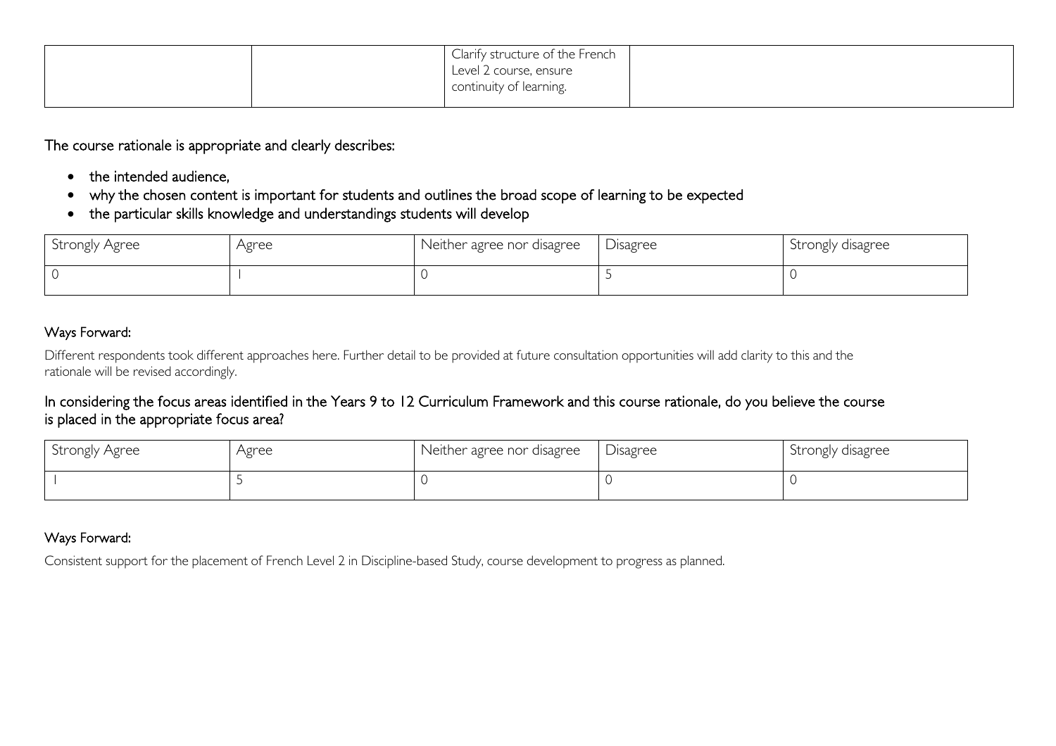| | | Clarify structure of the French Level 2 course, ensure continuity of learning. | |
|---|---|---|---|

The course rationale is appropriate and clearly describes:

- the intended audience,
- why the chosen content is important for students and outlines the broad scope of learning to be expected
- the particular skills knowledge and understandings students will develop

| Strongly Agree | Agree | Neither agree nor disagree | Disagree | Strongly disagree |
|---|---|---|---|---|
| 0 | 1 | 0 | 5 | 0 |

### Ways Forward:

Different respondents took different approaches here. Further detail to be provided at future consultation opportunities will add clarity to this and the rationale will be revised accordingly.

In considering the focus areas identified in the Years 9 to 12 Curriculum Framework and this course rationale, do you believe the course is placed in the appropriate focus area?

| Strongly Agree | Agree | Neither agree nor disagree | Disagree | Strongly disagree |
|---|---|---|---|---|
| 1 | 5 | 0 | 0 | 0 |

### Ways Forward:

Consistent support for the placement of French Level 2 in Discipline-based Study, course development to progress as planned.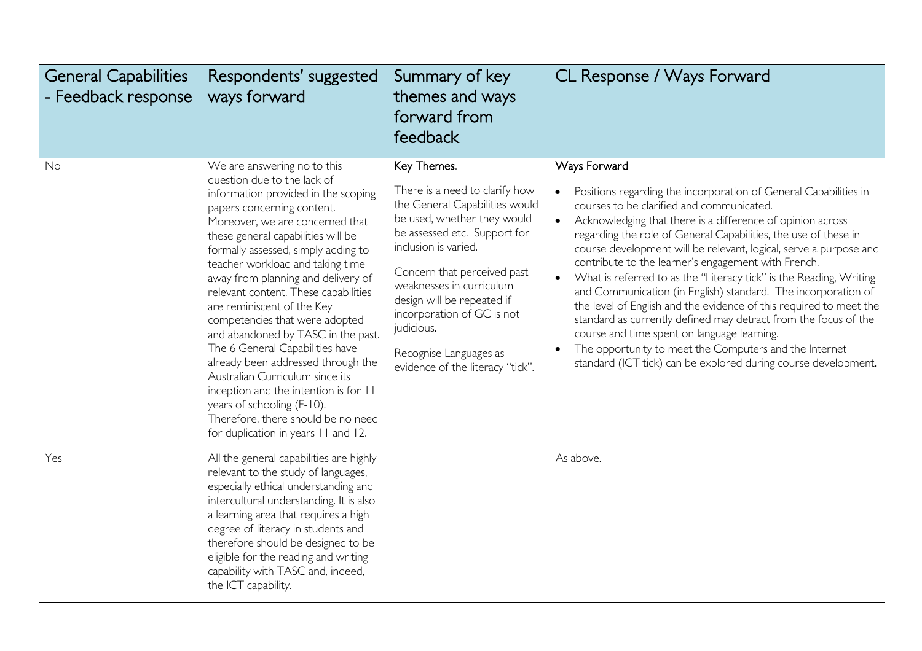| General Capabilities - Feedback response | Respondents' suggested ways forward | Summary of key themes and ways forward from feedback | CL Response / Ways Forward |
|---|---|---|---|
| No | We are answering no to this question due to the lack of information provided in the scoping papers concerning content. Moreover, we are concerned that these general capabilities will be formally assessed, simply adding to teacher workload and taking time away from planning and delivery of relevant content. These capabilities are reminiscent of the Key competencies that were adopted and abandoned by TASC in the past. The 6 General Capabilities have already been addressed through the Australian Curriculum since its inception and the intention is for 11 years of schooling (F-10). Therefore, there should be no need for duplication in years 11 and 12. | Key Themes. <br><br> There is a need to clarify how the General Capabilities would be used, whether they would be assessed etc. Support for inclusion is varied. <br><br> Concern that perceived past weaknesses in curriculum design will be repeated if incorporation of GC is not judicious. <br><br> Recognise Languages as evidence of the literacy "tick". | Ways Forward <br><br> • Positions regarding the incorporation of General Capabilities in courses to be clarified and communicated. <br> • Acknowledging that there is a difference of opinion across regarding the role of General Capabilities, the use of these in course development will be relevant, logical, serve a purpose and contribute to the learner's engagement with French. <br> • What is referred to as the "Literacy tick" is the Reading, Writing and Communication (in English) standard. The incorporation of the level of English and the evidence of this required to meet the standard as currently defined may detract from the focus of the course and time spent on language learning. <br> • The opportunity to meet the Computers and the Internet standard (ICT tick) can be explored during course development. |
| Yes | All the general capabilities are highly relevant to the study of languages, especially ethical understanding and intercultural understanding. It is also a learning area that requires a high degree of literacy in students and therefore should be designed to be eligible for the reading and writing capability with TASC and, indeed, the ICT capability. | | As above. |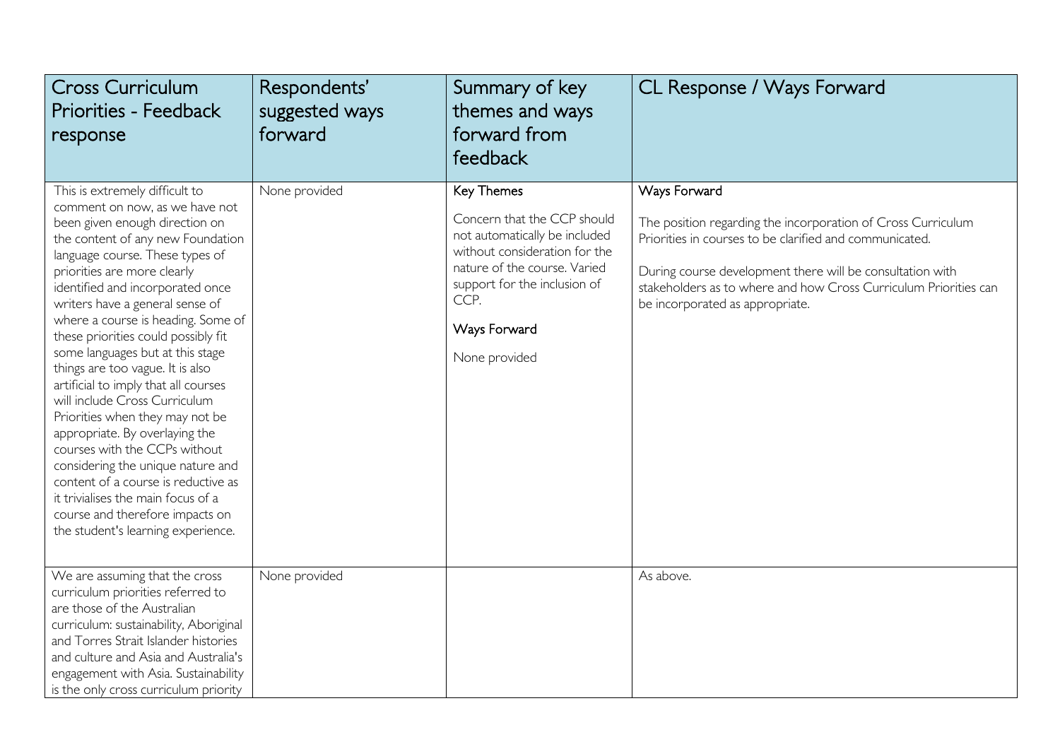| Cross Curriculum Priorities - Feedback response | Respondents' suggested ways forward | Summary of key themes and ways forward from feedback | CL Response / Ways Forward |
|---|---|---|---|
| This is extremely difficult to comment on now, as we have not been given enough direction on the content of any new Foundation language course. These types of priorities are more clearly identified and incorporated once writers have a general sense of where a course is heading. Some of these priorities could possibly fit some languages but at this stage things are too vague. It is also artificial to imply that all courses will include Cross Curriculum Priorities when they may not be appropriate. By overlaying the courses with the CCPs without considering the unique nature and content of a course is reductive as it trivialises the main focus of a course and therefore impacts on the student's learning experience. | None provided | Key Themes<br><br>Concern that the CCP should not automatically be included without consideration for the nature of the course. Varied support for the inclusion of CCP.<br><br>Ways Forward<br><br>None provided | Ways Forward<br><br>The position regarding the incorporation of Cross Curriculum Priorities in courses to be clarified and communicated.<br><br>During course development there will be consultation with stakeholders as to where and how Cross Curriculum Priorities can be incorporated as appropriate. |
| We are assuming that the cross curriculum priorities referred to are those of the Australian curriculum: sustainability, Aboriginal and Torres Strait Islander histories and culture and Asia and Australia's engagement with Asia. Sustainability is the only cross curriculum priority | None provided | | As above. |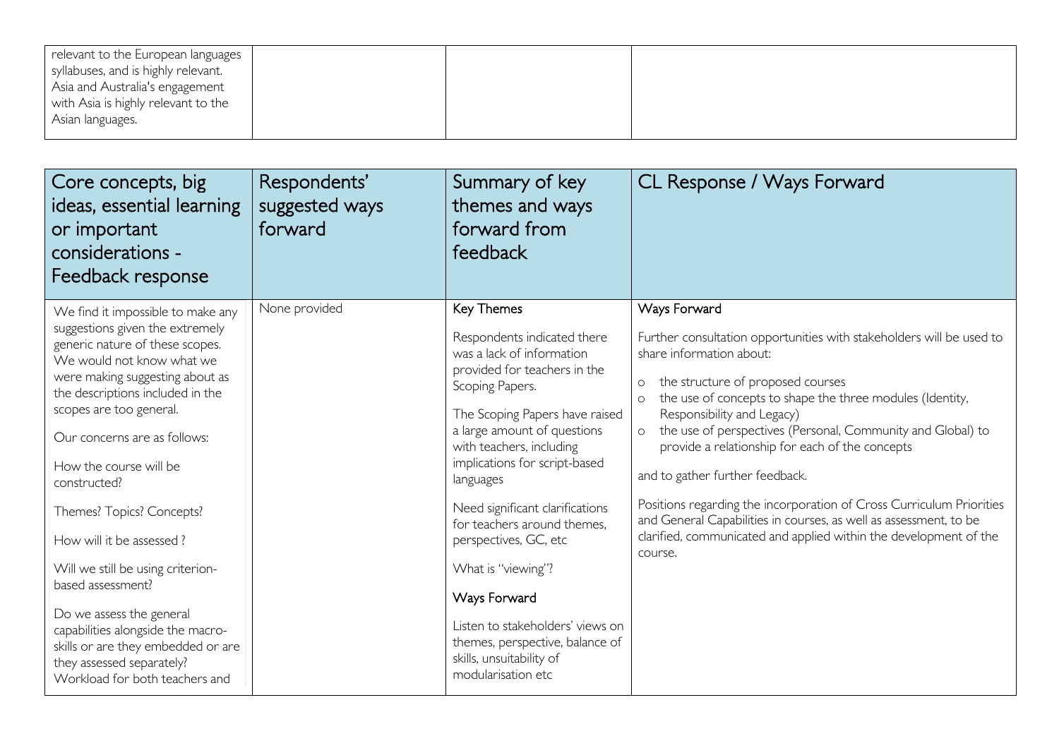| | | | |
|---|---|---|---|
| relevant to the European languages syllabuses, and is highly relevant. Asia and Australia's engagement with Asia is highly relevant to the Asian languages. | | | |

| Core concepts, big ideas, essential learning or important considerations - Feedback response | Respondents' suggested ways forward | Summary of key themes and ways forward from feedback | CL Response / Ways Forward |
|---|---|---|---|
| We find it impossible to make any suggestions given the extremely generic nature of these scopes. We would not know what we were making suggesting about as the descriptions included in the scopes are too general.<br><br>Our concerns are as follows:<br><br>How the course will be constructed?<br><br>Themes? Topics? Concepts?<br><br>How will it be assessed ?<br><br>Will we still be using criterion-based assessment?<br><br>Do we assess the general capabilities alongside the macro-skills or are they embedded or are they assessed separately?<br>Workload for both teachers and | None provided | Key Themes<br><br>Respondents indicated there was a lack of information provided for teachers in the Scoping Papers.<br><br>The Scoping Papers have raised a large amount of questions with teachers, including implications for script-based languages<br><br>Need significant clarifications for teachers around themes, perspectives, GC, etc<br><br>What is "viewing"?<br><br>Ways Forward<br><br>Listen to stakeholders' views on themes, perspective, balance of skills, unsuitability of modularisation etc | Ways Forward<br><br>Further consultation opportunities with stakeholders will be used to share information about:<br><br>o the structure of proposed courses<br>o the use of concepts to shape the three modules (Identity, Responsibility and Legacy)<br>o the use of perspectives (Personal, Community and Global) to provide a relationship for each of the concepts<br><br>and to gather further feedback.<br><br>Positions regarding the incorporation of Cross Curriculum Priorities and General Capabilities in courses, as well as assessment, to be clarified, communicated and applied within the development of the course. |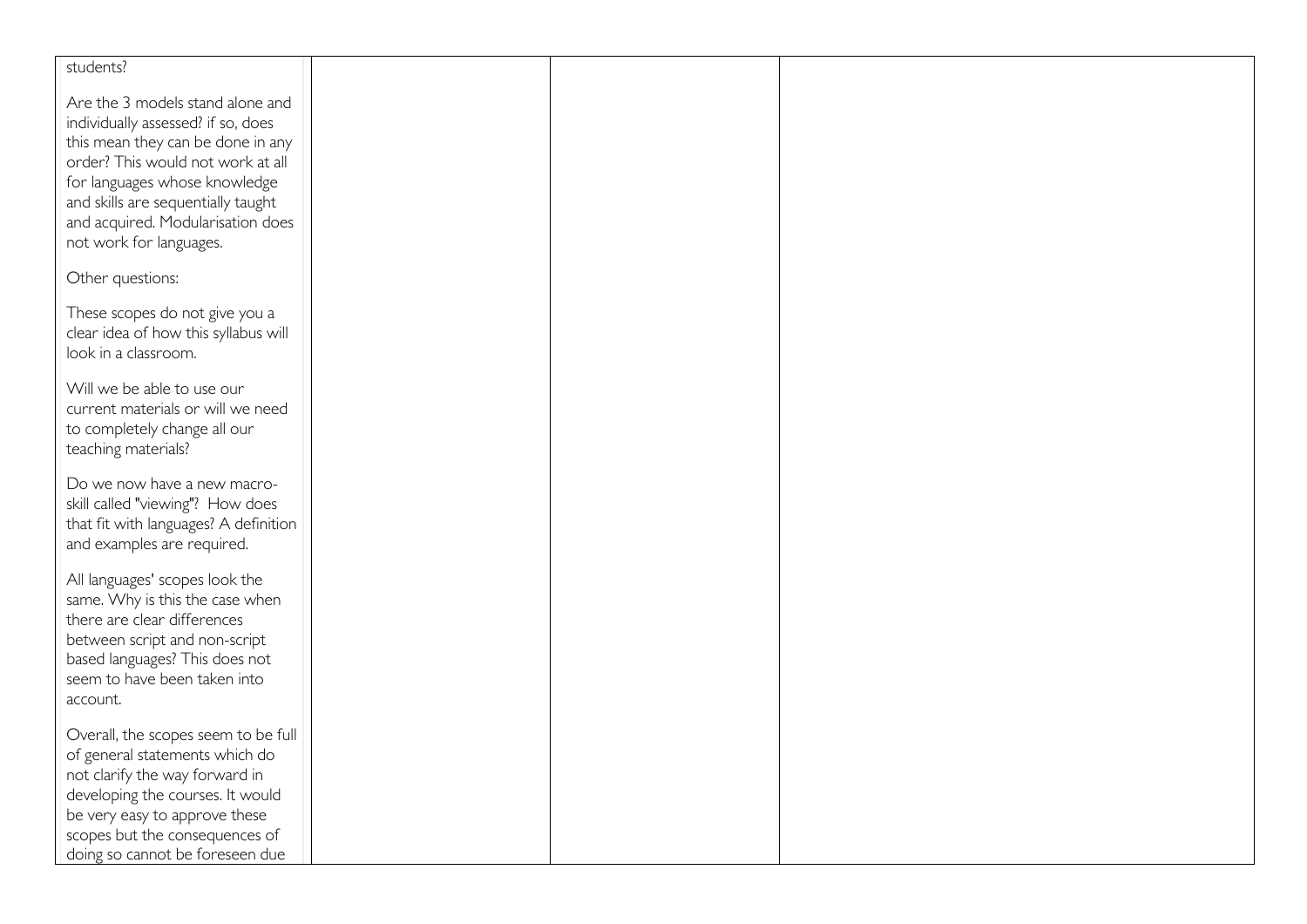| | | | |
|---|---|---|---|
| students?<br><br>Are the 3 models stand alone and individually assessed? if so, does this mean they can be done in any order? This would not work at all for languages whose knowledge and skills are sequentially taught and acquired. Modularisation does not work for languages.<br><br>Other questions:<br><br>These scopes do not give you a clear idea of how this syllabus will look in a classroom.<br><br>Will we be able to use our current materials or will we need to completely change all our teaching materials?<br><br>Do we now have a new macro-skill called "viewing"? How does that fit with languages? A definition and examples are required.<br><br>All languages' scopes look the same. Why is this the case when there are clear differences between script and non-script based languages? This does not seem to have been taken into account.<br><br>Overall, the scopes seem to be full of general statements which do not clarify the way forward in developing the courses. It would be very easy to approve these scopes but the consequences of doing so cannot be foreseen due | | | |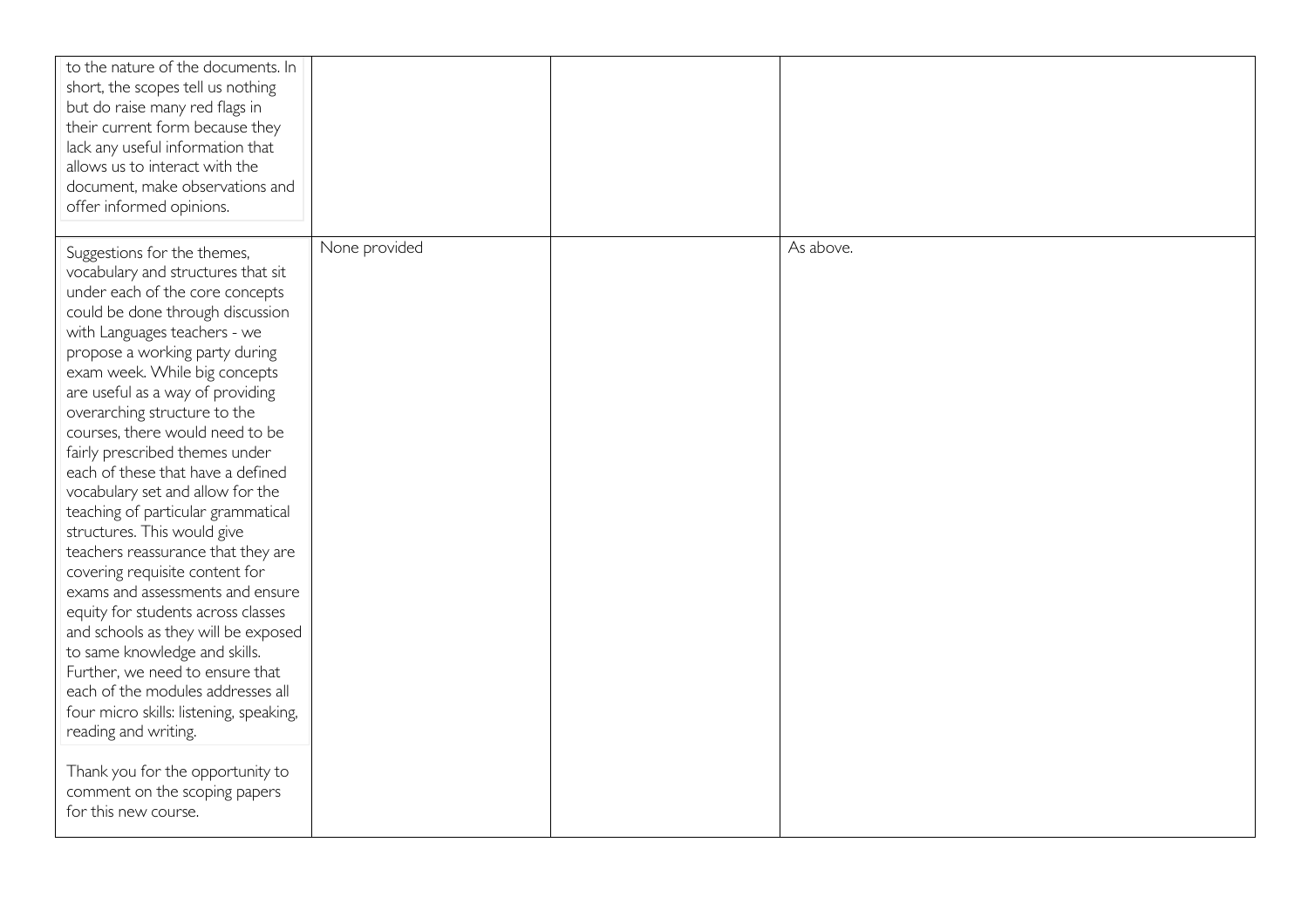| | | | |
|---|---|---|---|
| to the nature of the documents. In short, the scopes tell us nothing but do raise many red flags in their current form because they lack any useful information that allows us to interact with the document, make observations and offer informed opinions. | | | |
| Suggestions for the themes, vocabulary and structures that sit under each of the core concepts could be done through discussion with Languages teachers - we propose a working party during exam week. While big concepts are useful as a way of providing overarching structure to the courses, there would need to be fairly prescribed themes under each of these that have a defined vocabulary set and allow for the teaching of particular grammatical structures. This would give teachers reassurance that they are covering requisite content for exams and assessments and ensure equity for students across classes and schools as they will be exposed to same knowledge and skills. Further, we need to ensure that each of the modules addresses all four micro skills: listening, speaking, reading and writing.<br><br>Thank you for the opportunity to comment on the scoping papers for this new course. | None provided | | As above. |